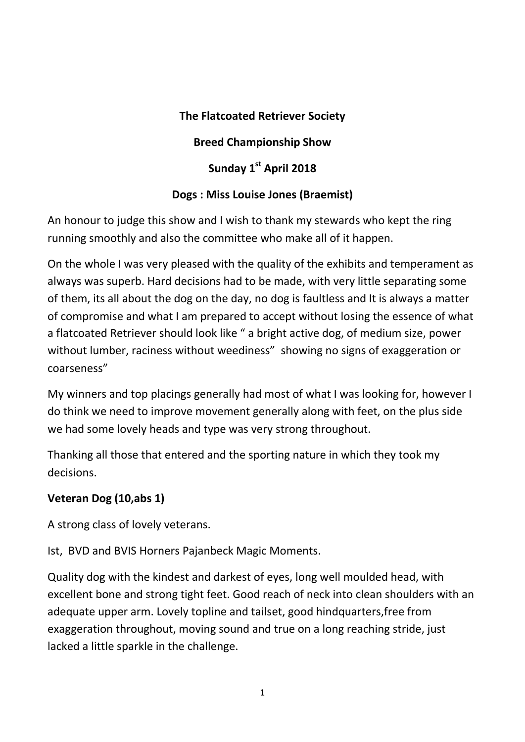**The Flatcoated Retriever Society**

**Breed Championship Show**

**Sunday 1st April 2018**

**Dogs : Miss Louise Jones (Braemist)**

An honour to judge this show and I wish to thank my stewards who kept the ring running smoothly and also the committee who make all of it happen.

On the whole I was very pleased with the quality of the exhibits and temperament as always was superb. Hard decisions had to be made, with very little separating some of them, its all about the dog on the day, no dog is faultless and It is always a matter of compromise and what I am prepared to accept without losing the essence of what a flatcoated Retriever should look like " a bright active dog, of medium size, power without lumber, raciness without weediness" showing no signs of exaggeration or coarseness"

My winners and top placings generally had most of what I was looking for, however I do think we need to improve movement generally along with feet, on the plus side we had some lovely heads and type was very strong throughout.

Thanking all those that entered and the sporting nature in which they took my decisions.

**Veteran Dog (10,abs 1)**

A strong class of lovely veterans.

Ist, BVD and BVIS Horners Pajanbeck Magic Moments.

Quality dog with the kindest and darkest of eyes, long well moulded head, with excellent bone and strong tight feet. Good reach of neck into clean shoulders with an adequate upper arm. Lovely topline and tailset, good hindquarters,free from exaggeration throughout, moving sound and true on a long reaching stride, just lacked a little sparkle in the challenge.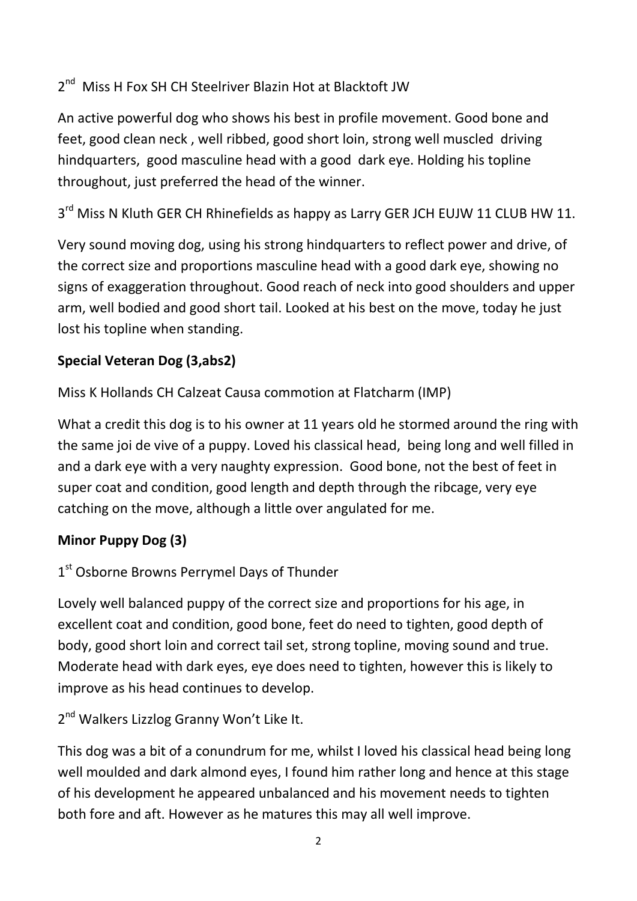2nd Miss H Fox SH CH Steelriver Blazin Hot at Blacktoft JW

An active powerful dog who shows his best in profile movement. Good bone and feet, good clean neck , well ribbed, good short loin, strong well muscled driving hindquarters, good masculine head with a good dark eye. Holding his topline throughout, just preferred the head of the winner.

3rd Miss N Kluth GER CH Rhinefields as happy as Larry GER JCH EUJW 11 CLUB HW 11.

Very sound moving dog, using his strong hindquarters to reflect power and drive, of the correct size and proportions masculine head with a good dark eye, showing no signs of exaggeration throughout. Good reach of neck into good shoulders and upper arm, well bodied and good short tail. Looked at his best on the move, today he just lost his topline when standing.

**Special Veteran Dog (3,abs2)**

Miss K Hollands CH Calzeat Causa commotion at Flatcharm (IMP)

What a credit this dog is to his owner at 11 years old he stormed around the ring with the same joi de vive of a puppy. Loved his classical head, being long and well filled in and a dark eye with a very naughty expression. Good bone, not the best of feet in super coat and condition, good length and depth through the ribcage, very eye catching on the move, although a little over angulated for me.

**Minor Puppy Dog (3)**

1st Osborne Browns Perrymel Days of Thunder

Lovely well balanced puppy of the correct size and proportions for his age, in excellent coat and condition, good bone, feet do need to tighten, good depth of body, good short loin and correct tail set, strong topline, moving sound and true. Moderate head with dark eyes, eye does need to tighten, however this is likely to improve as his head continues to develop.

2nd Walkers Lizzlog Granny Won't Like It.

This dog was a bit of a conundrum for me, whilst I loved his classical head being long well moulded and dark almond eyes, I found him rather long and hence at this stage of his development he appeared unbalanced and his movement needs to tighten both fore and aft. However as he matures this may all well improve.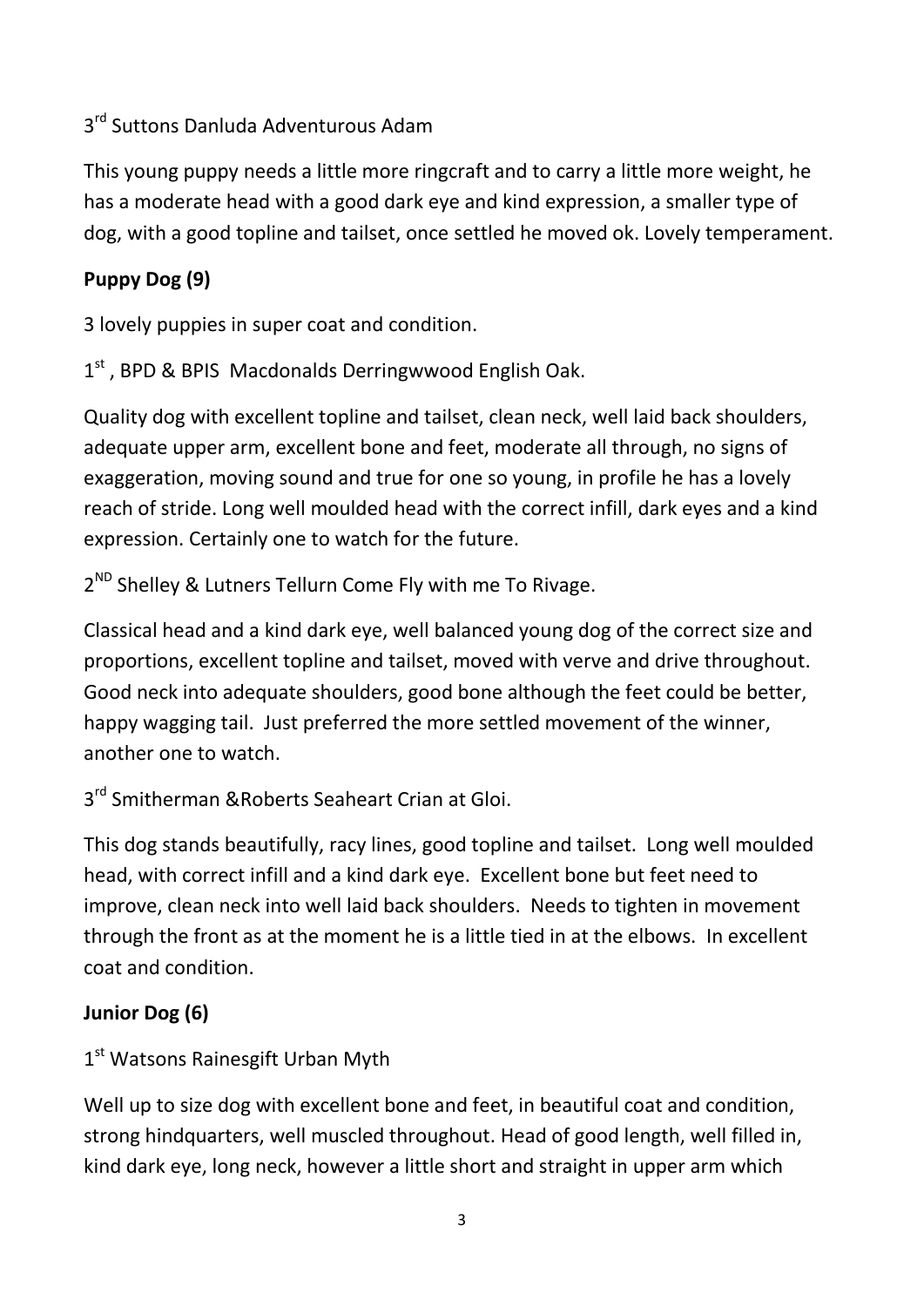3rd Suttons Danluda Adventurous Adam

This young puppy needs a little more ringcraft and to carry a little more weight, he has a moderate head with a good dark eye and kind expression, a smaller type of dog, with a good topline and tailset, once settled he moved ok. Lovely temperament.

**Puppy Dog (9)**

3 lovely puppies in super coat and condition.

1st , BPD & BPIS Macdonalds Derringwwood English Oak.

Quality dog with excellent topline and tailset, clean neck, well laid back shoulders, adequate upper arm, excellent bone and feet, moderate all through, no signs of exaggeration, moving sound and true for one so young, in profile he has a lovely reach of stride. Long well moulded head with the correct infill, dark eyes and a kind expression. Certainly one to watch for the future.

2ND Shelley & Lutners Tellurn Come Fly with me To Rivage.

Classical head and a kind dark eye, well balanced young dog of the correct size and proportions, excellent topline and tailset, moved with verve and drive throughout. Good neck into adequate shoulders, good bone although the feet could be better, happy wagging tail. Just preferred the more settled movement of the winner, another one to watch.

3rd Smitherman &Roberts Seaheart Crian at Gloi.

This dog stands beautifully, racy lines, good topline and tailset. Long well moulded head, with correct infill and a kind dark eye. Excellent bone but feet need to improve, clean neck into well laid back shoulders. Needs to tighten in movement through the front as at the moment he is a little tied in at the elbows. In excellent coat and condition.

**Junior Dog (6)**

1st Watsons Rainesgift Urban Myth

Well up to size dog with excellent bone and feet, in beautiful coat and condition, strong hindquarters, well muscled throughout. Head of good length, well filled in, kind dark eye, long neck, however a little short and straight in upper arm which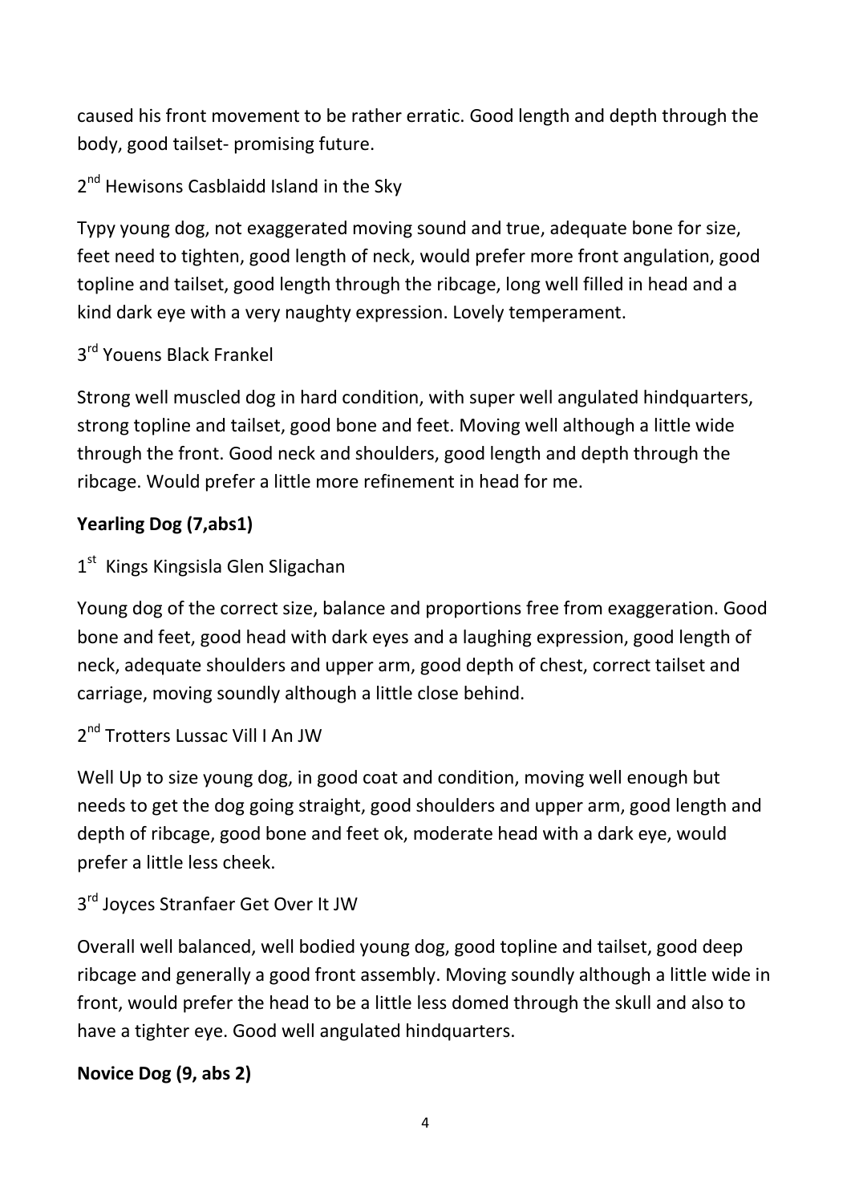caused his front movement to be rather erratic. Good length and depth through the body, good tailset- promising future.

2nd Hewisons Casblaidd Island in the Sky

Typy young dog, not exaggerated moving sound and true, adequate bone for size, feet need to tighten, good length of neck, would prefer more front angulation, good topline and tailset, good length through the ribcage, long well filled in head and a kind dark eye with a very naughty expression. Lovely temperament.

3rd Youens Black Frankel

Strong well muscled dog in hard condition, with super well angulated hindquarters, strong topline and tailset, good bone and feet. Moving well although a little wide through the front. Good neck and shoulders, good length and depth through the ribcage. Would prefer a little more refinement in head for me.

**Yearling Dog (7,abs1)**

1st Kings Kingsisla Glen Sligachan

Young dog of the correct size, balance and proportions free from exaggeration. Good bone and feet, good head with dark eyes and a laughing expression, good length of neck, adequate shoulders and upper arm, good depth of chest, correct tailset and carriage, moving soundly although a little close behind.

2nd Trotters Lussac Vill I An JW

Well Up to size young dog, in good coat and condition, moving well enough but needs to get the dog going straight, good shoulders and upper arm, good length and depth of ribcage, good bone and feet ok, moderate head with a dark eye, would prefer a little less cheek.

3rd Joyces Stranfaer Get Over It JW

Overall well balanced, well bodied young dog, good topline and tailset, good deep ribcage and generally a good front assembly. Moving soundly although a little wide in front, would prefer the head to be a little less domed through the skull and also to have a tighter eye. Good well angulated hindquarters.

**Novice Dog (9, abs 2)**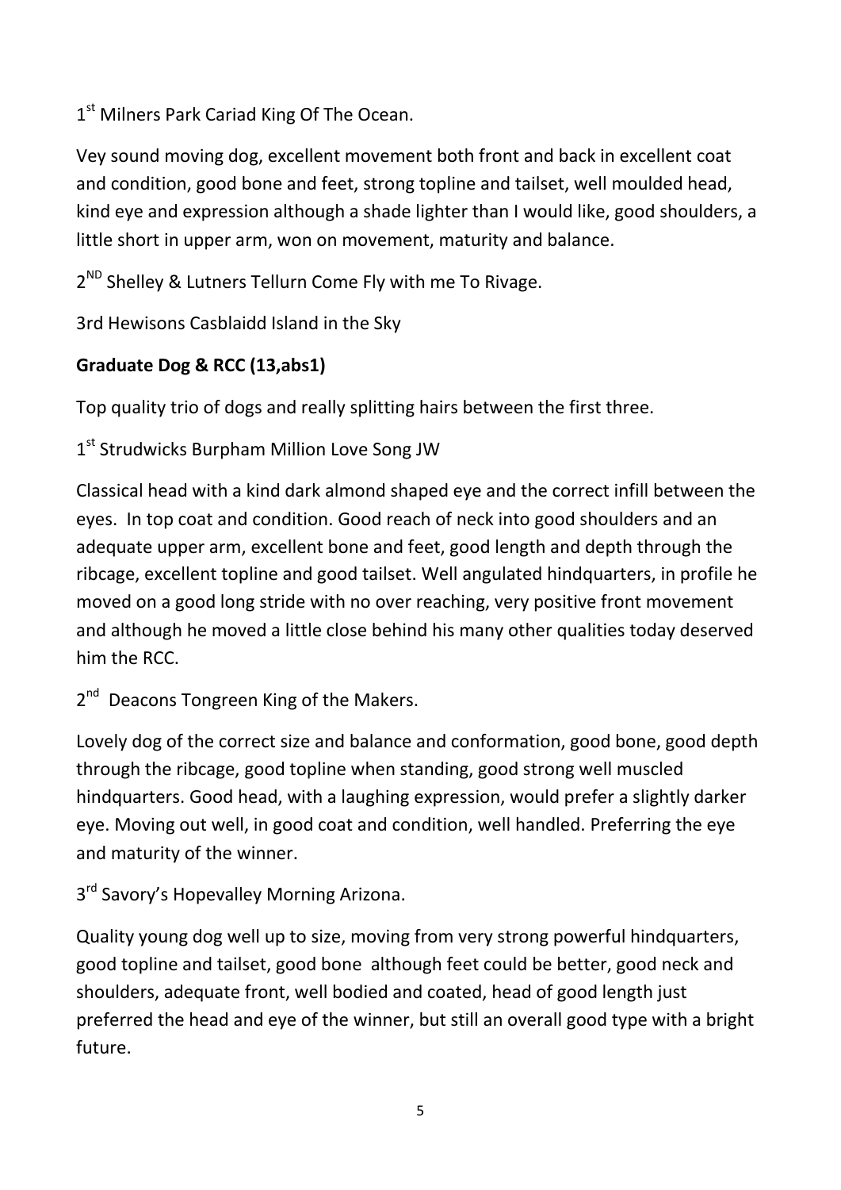1st Milners Park Cariad King Of The Ocean.

Vey sound moving dog, excellent movement both front and back in excellent coat and condition, good bone and feet, strong topline and tailset, well moulded head, kind eye and expression although a shade lighter than I would like, good shoulders, a little short in upper arm, won on movement, maturity and balance.

2ND Shelley & Lutners Tellurn Come Fly with me To Rivage.

3rd Hewisons Casblaidd Island in the Sky

**Graduate Dog & RCC (13,abs1)**

Top quality trio of dogs and really splitting hairs between the first three.

1st Strudwicks Burpham Million Love Song JW

Classical head with a kind dark almond shaped eye and the correct infill between the eyes. In top coat and condition. Good reach of neck into good shoulders and an adequate upper arm, excellent bone and feet, good length and depth through the ribcage, excellent topline and good tailset. Well angulated hindquarters, in profile he moved on a good long stride with no over reaching, very positive front movement and although he moved a little close behind his many other qualities today deserved him the RCC.

2nd Deacons Tongreen King of the Makers.

Lovely dog of the correct size and balance and conformation, good bone, good depth through the ribcage, good topline when standing, good strong well muscled hindquarters. Good head, with a laughing expression, would prefer a slightly darker eye. Moving out well, in good coat and condition, well handled. Preferring the eye and maturity of the winner.

3rd Savory's Hopevalley Morning Arizona.

Quality young dog well up to size, moving from very strong powerful hindquarters, good topline and tailset, good bone although feet could be better, good neck and shoulders, adequate front, well bodied and coated, head of good length just preferred the head and eye of the winner, but still an overall good type with a bright future.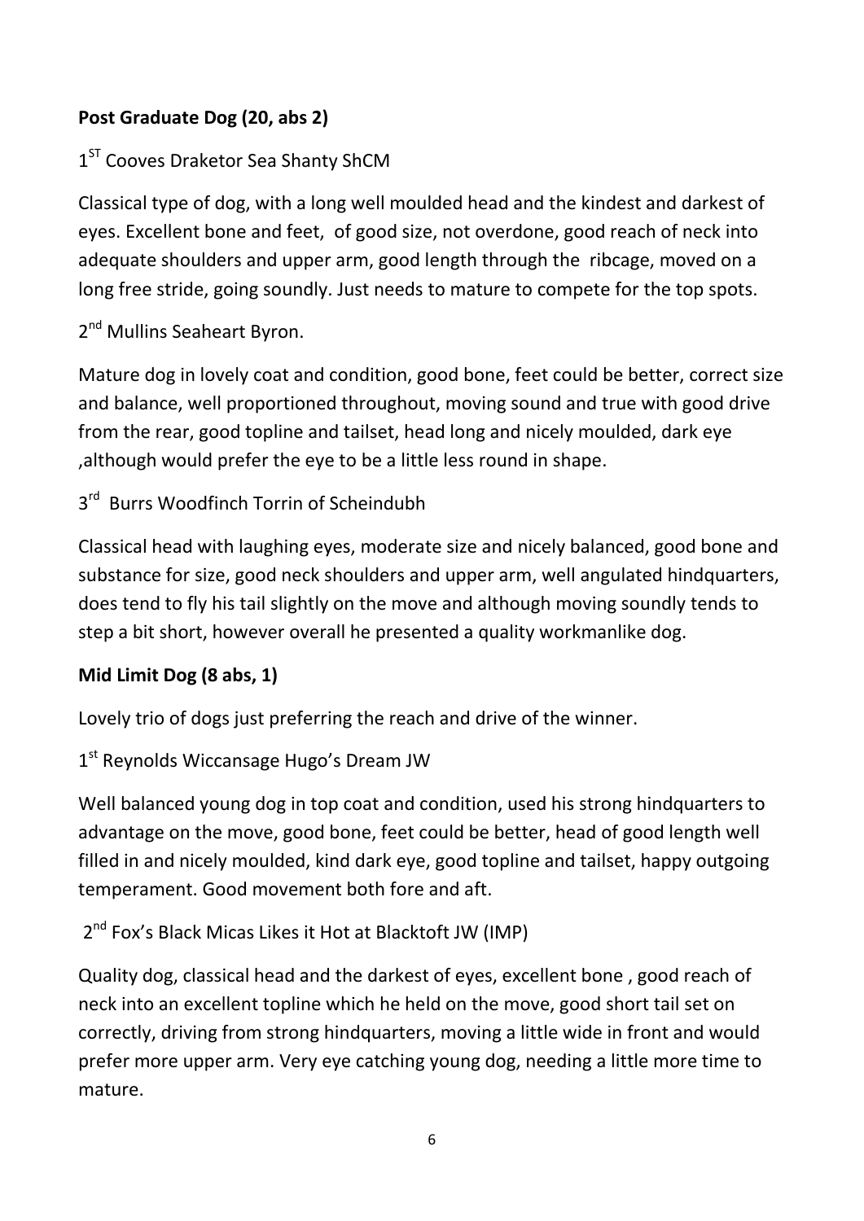**Post Graduate Dog (20, abs 2)**

1[ST] Cooves Draketor Sea Shanty ShCM

Classical type of dog, with a long well moulded head and the kindest and darkest of eyes. Excellent bone and feet, of good size, not overdone, good reach of neck into adequate shoulders and upper arm, good length through the ribcage, moved on a long free stride, going soundly. Just needs to mature to compete for the top spots.

2[nd] Mullins Seaheart Byron.

Mature dog in lovely coat and condition, good bone, feet could be better, correct size and balance, well proportioned throughout, moving sound and true with good drive from the rear, good topline and tailset, head long and nicely moulded, dark eye ,although would prefer the eye to be a little less round in shape.

3[rd] Burrs Woodfinch Torrin of Scheindubh

Classical head with laughing eyes, moderate size and nicely balanced, good bone and substance for size, good neck shoulders and upper arm, well angulated hindquarters, does tend to fly his tail slightly on the move and although moving soundly tends to step a bit short, however overall he presented a quality workmanlike dog.

**Mid Limit Dog (8 abs, 1)**

Lovely trio of dogs just preferring the reach and drive of the winner.

1[st] Reynolds Wiccansage Hugo's Dream JW

Well balanced young dog in top coat and condition, used his strong hindquarters to advantage on the move, good bone, feet could be better, head of good length well filled in and nicely moulded, kind dark eye, good topline and tailset, happy outgoing temperament. Good movement both fore and aft.

2[nd] Fox's Black Micas Likes it Hot at Blacktoft JW (IMP)

Quality dog, classical head and the darkest of eyes, excellent bone , good reach of neck into an excellent topline which he held on the move, good short tail set on correctly, driving from strong hindquarters, moving a little wide in front and would prefer more upper arm. Very eye catching young dog, needing a little more time to mature.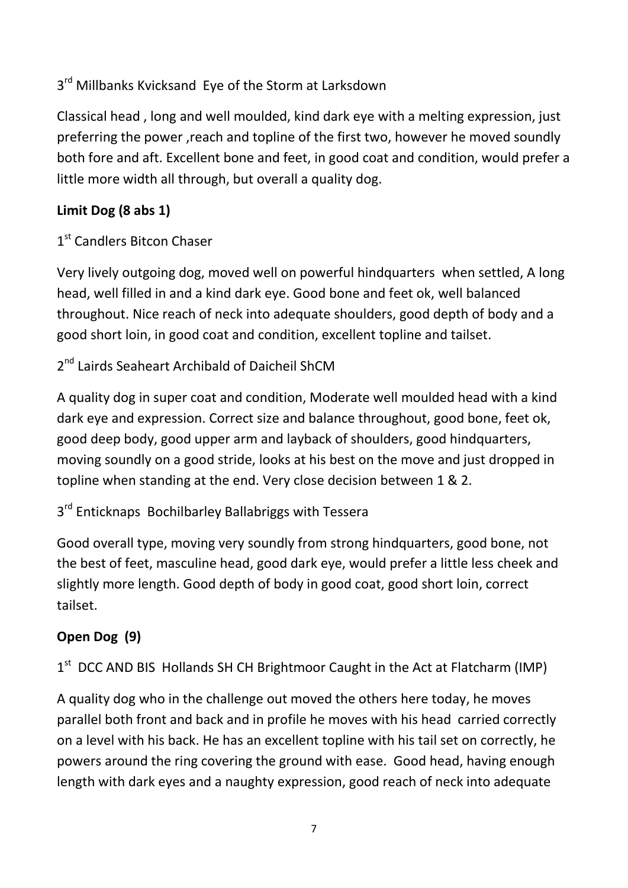3rd Millbanks Kvicksand  Eye of the Storm at Larksdown

Classical head , long and well moulded, kind dark eye with a melting expression, just preferring the power ,reach and topline of the first two, however he moved soundly both fore and aft. Excellent bone and feet, in good coat and condition, would prefer a little more width all through, but overall a quality dog.

**Limit Dog (8 abs 1)**

1st Candlers Bitcon Chaser

Very lively outgoing dog, moved well on powerful hindquarters  when settled, A long head, well filled in and a kind dark eye. Good bone and feet ok, well balanced throughout. Nice reach of neck into adequate shoulders, good depth of body and a good short loin, in good coat and condition, excellent topline and tailset.

2nd Lairds Seaheart Archibald of Daicheil ShCM

A quality dog in super coat and condition, Moderate well moulded head with a kind dark eye and expression. Correct size and balance throughout, good bone, feet ok, good deep body, good upper arm and layback of shoulders, good hindquarters, moving soundly on a good stride, looks at his best on the move and just dropped in topline when standing at the end. Very close decision between 1 & 2.

3rd Enticknaps  Bochilbarley Ballabriggs with Tessera

Good overall type, moving very soundly from strong hindquarters, good bone, not the best of feet, masculine head, good dark eye, would prefer a little less cheek and slightly more length. Good depth of body in good coat, good short loin, correct tailset.

**Open Dog  (9)**

1st  DCC AND BIS  Hollands SH CH Brightmoor Caught in the Act at Flatcharm (IMP)

A quality dog who in the challenge out moved the others here today, he moves parallel both front and back and in profile he moves with his head  carried correctly on a level with his back. He has an excellent topline with his tail set on correctly, he powers around the ring covering the ground with ease.  Good head, having enough length with dark eyes and a naughty expression, good reach of neck into adequate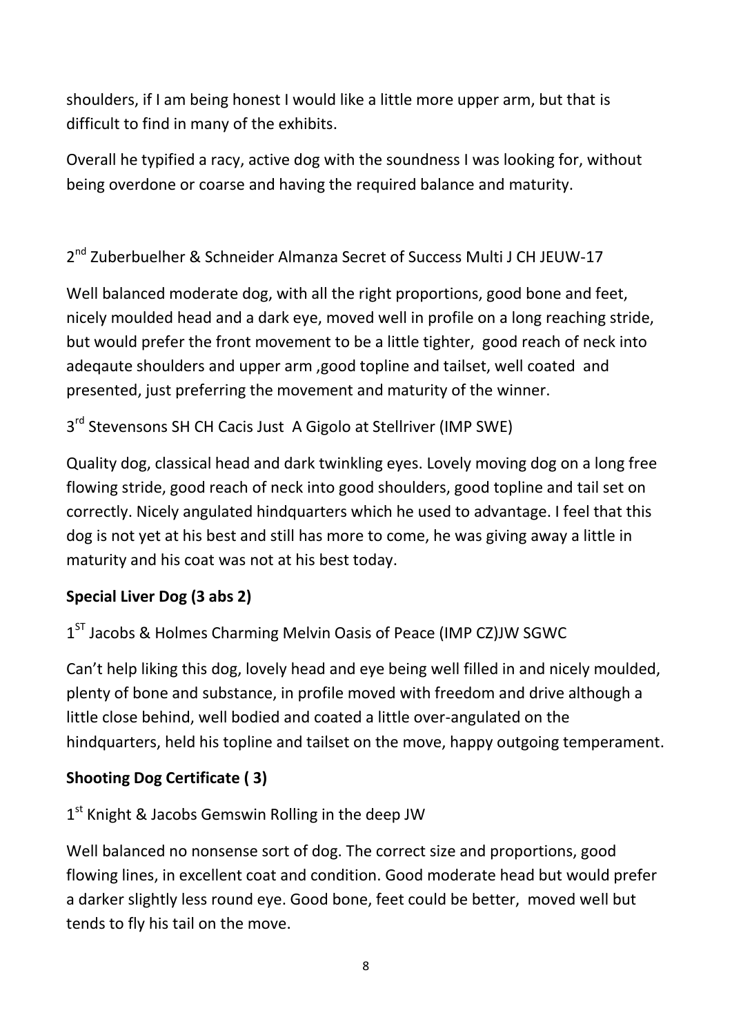shoulders, if I am being honest I would like a little more upper arm, but that is difficult to find in many of the exhibits.

Overall he typified a racy, active dog with the soundness I was looking for, without being overdone or coarse and having the required balance and maturity.

2nd Zuberbuelher & Schneider Almanza Secret of Success Multi J CH JEUW-17

Well balanced moderate dog, with all the right proportions, good bone and feet, nicely moulded head and a dark eye, moved well in profile on a long reaching stride, but would prefer the front movement to be a little tighter, good reach of neck into adeqaute shoulders and upper arm ,good topline and tailset, well coated and presented, just preferring the movement and maturity of the winner.

3rd Stevensons SH CH Cacis Just A Gigolo at Stellriver (IMP SWE)

Quality dog, classical head and dark twinkling eyes. Lovely moving dog on a long free flowing stride, good reach of neck into good shoulders, good topline and tail set on correctly. Nicely angulated hindquarters which he used to advantage. I feel that this dog is not yet at his best and still has more to come, he was giving away a little in maturity and his coat was not at his best today.

**Special Liver Dog (3 abs 2)**

1ST Jacobs & Holmes Charming Melvin Oasis of Peace (IMP CZ)JW SGWC

Can't help liking this dog, lovely head and eye being well filled in and nicely moulded, plenty of bone and substance, in profile moved with freedom and drive although a little close behind, well bodied and coated a little over-angulated on the hindquarters, held his topline and tailset on the move, happy outgoing temperament.

**Shooting Dog Certificate ( 3)**

1st Knight & Jacobs Gemswin Rolling in the deep JW

Well balanced no nonsense sort of dog. The correct size and proportions, good flowing lines, in excellent coat and condition. Good moderate head but would prefer a darker slightly less round eye. Good bone, feet could be better, moved well but tends to fly his tail on the move.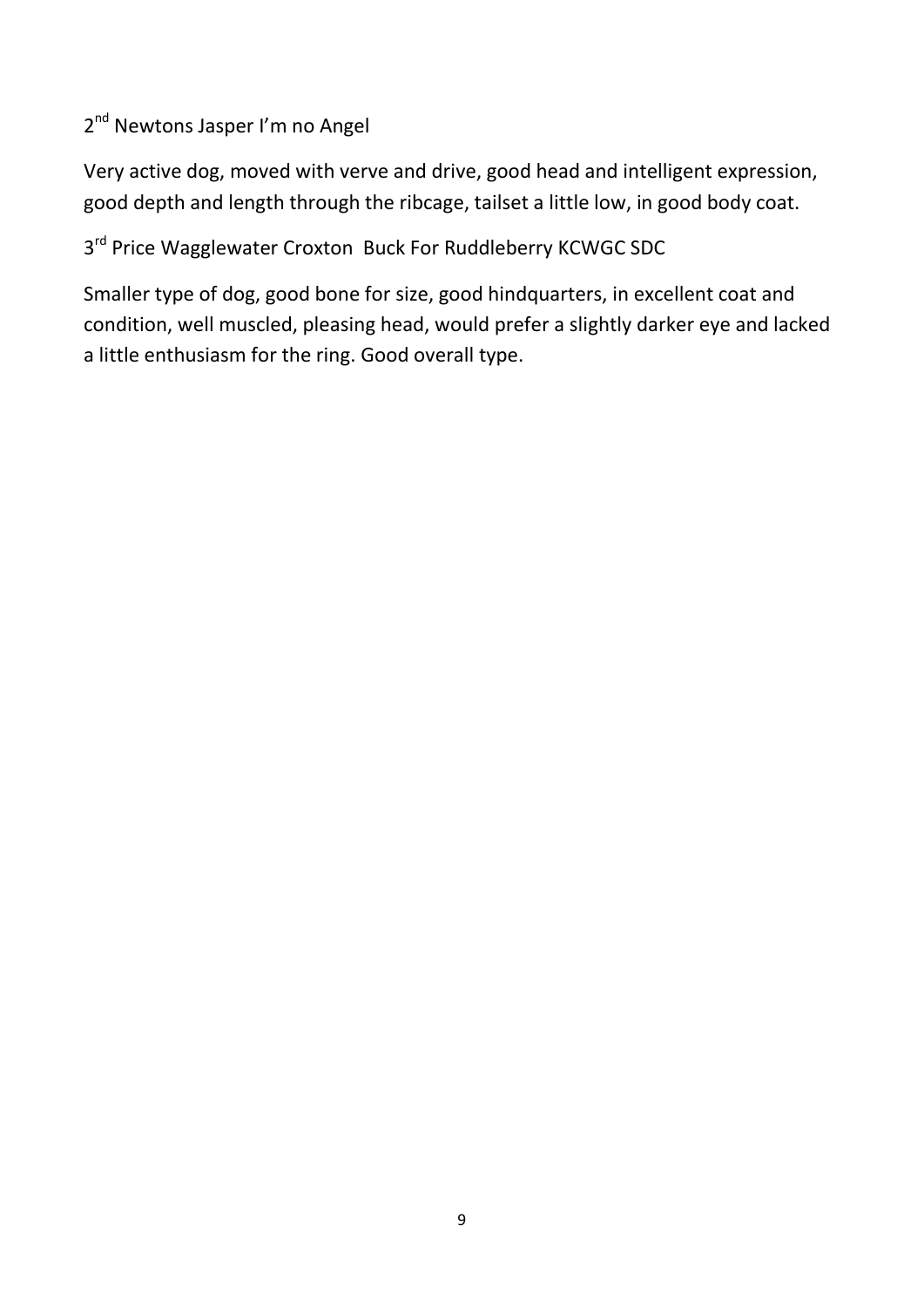2nd Newtons Jasper I'm no Angel

Very active dog, moved with verve and drive, good head and intelligent expression, good depth and length through the ribcage, tailset a little low, in good body coat.

3rd Price Wagglewater Croxton  Buck For Ruddleberry KCWGC SDC

Smaller type of dog, good bone for size, good hindquarters, in excellent coat and condition, well muscled, pleasing head, would prefer a slightly darker eye and lacked a little enthusiasm for the ring. Good overall type.